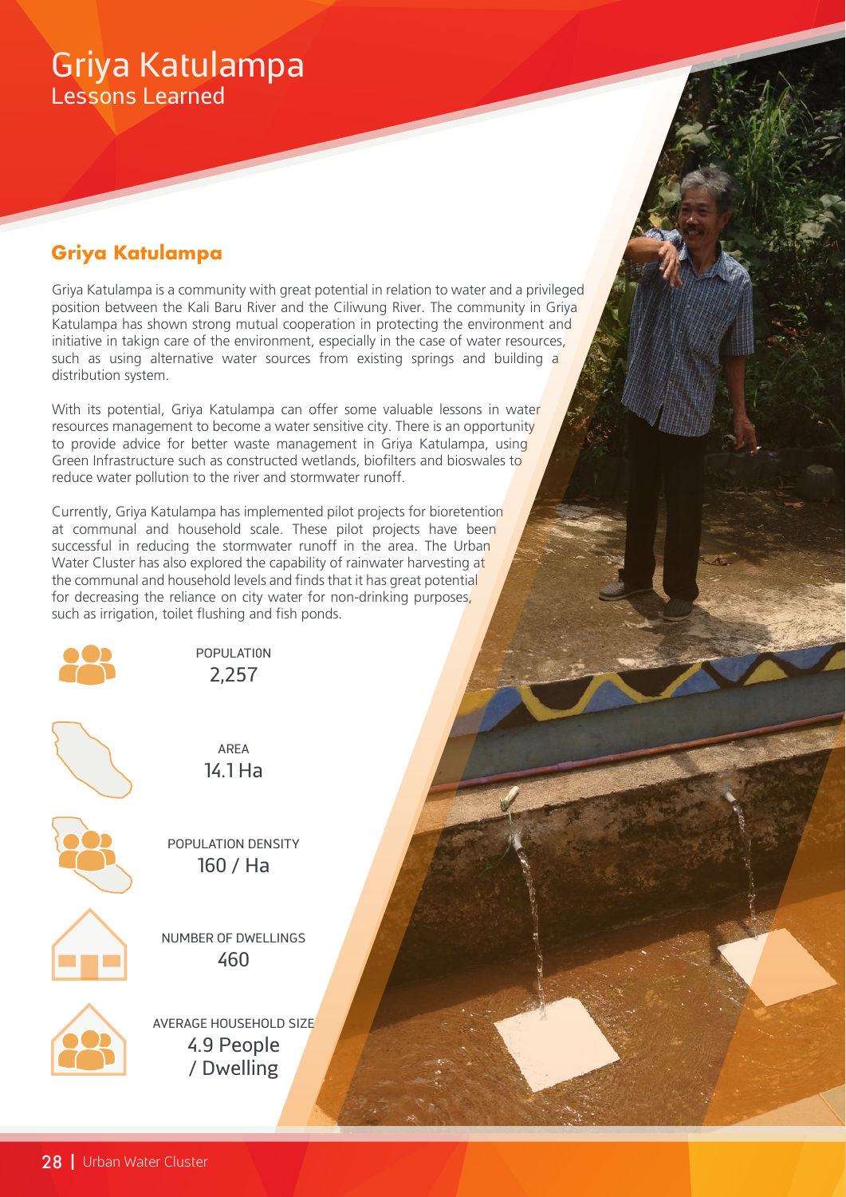# Griya Katulampa
## Lessons Learned

### Griya Katulampa

Griya Katulampa is a community with great potential in relation to water and a privileged position between the Kali Baru River and the Ciliwung River. The community in Griya Katulampa has shown strong mutual cooperation in protecting the environment and initiative in takign care of the environment, especially in the case of water resources, such as using alternative water sources from existing springs and building a distribution system.

With its potential, Griya Katulampa can offer some valuable lessons in water resources management to become a water sensitive city. There is an opportunity to provide advice for better waste management in Griya Katulampa, using Green Infrastructure such as constructed wetlands, biofilters and bioswales to reduce water pollution to the river and stormwater runoff.

Currently, Griya Katulampa has implemented pilot projects for bioretention at communal and household scale. These pilot projects have been successful in reducing the stormwater runoff in the area. The Urban Water Cluster has also explored the capability of rainwater harvesting at the communal and household levels and finds that it has great potential for decreasing the reliance on city water for non-drinking purposes, such as irrigation, toilet flushing and fish ponds.

POPULATION
2,257

AREA
14.1 Ha

POPULATION DENSITY
160 / Ha

NUMBER OF DWELLINGS
460

AVERAGE HOUSEHOLD SIZE
4.9 People / Dwelling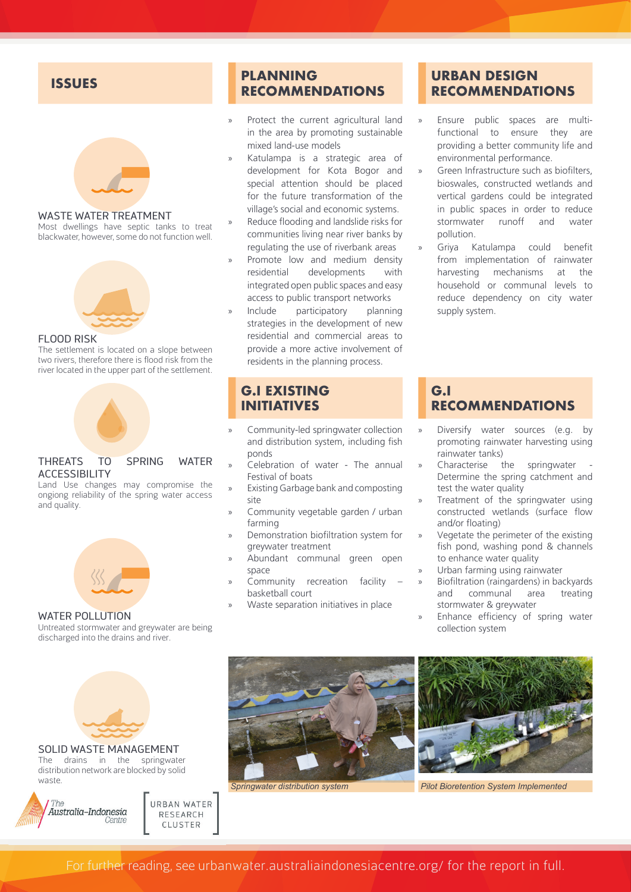## ISSUES

### WASTE WATER TREATMENT

Most dwellings have septic tanks to treat blackwater, however, some do not function well.

### FLOOD RISK

The settlement is located on a slope between two rivers, therefore there is flood risk from the river located in the upper part of the settlement.

### THREATS TO SPRING WATER ACCESSIBILITY

Land Use changes may compromise the ongiong reliability of the spring water access and quality.

### WATER POLLUTION

Untreated stormwater and greywater are being discharged into the drains and river.

### SOLID WASTE MANAGEMENT

The drains in the springwater distribution network are blocked by solid waste.

## PLANNING RECOMMENDATIONS

- Protect the current agricultural land in the area by promoting sustainable mixed land-use models
- Katulampa is a strategic area of development for Kota Bogor and special attention should be placed for the future transformation of the village's social and economic systems.
- Reduce flooding and landslide risks for communities living near river banks by regulating the use of riverbank areas
- Promote low and medium density residential developments with integrated open public spaces and easy access to public transport networks
- Include participatory planning strategies in the development of new residential and commercial areas to provide a more active involvement of residents in the planning process.

## G.I EXISTING INITIATIVES

- Community-led springwater collection and distribution system, including fish ponds
- Celebration of water - The annual Festival of boats
- Existing Garbage bank and composting site
- Community vegetable garden / urban farming
- Demonstration biofiltration system for greywater treatment
- Abundant communal green open space
- Community recreation facility – basketball court
- Waste separation initiatives in place

## URBAN DESIGN RECOMMENDATIONS

- Ensure public spaces are multi-functional to ensure they are providing a better community life and environmental performance.
- Green Infrastructure such as biofilters, bioswales, constructed wetlands and vertical gardens could be integrated in public spaces in order to reduce stormwater runoff and water pollution.
- Griya Katulampa could benefit from implementation of rainwater harvesting mechanisms at the household or communal levels to reduce dependency on city water supply system.

## G.I RECOMMENDATIONS

- Diversify water sources (e.g. by promoting rainwater harvesting using rainwater tanks)
- Characterise the springwater - Determine the spring catchment and test the water quality
- Treatment of the springwater using constructed wetlands (surface flow and/or floating)
- Vegetate the perimeter of the existing fish pond, washing pond & channels to enhance water quality
- Urban farming using rainwater
- Biofiltration (raingardens) in backyards and communal area treating stormwater & greywater
- Enhance efficiency of spring water collection system

*Springwater distribution system*

*Pilot Bioretention System Implemented*

The Australia-Indonesia Centre

URBAN WATER RESEARCH CLUSTER

For further reading, see urbanwater.australiaindonesiacentre.org/ for the report in full.